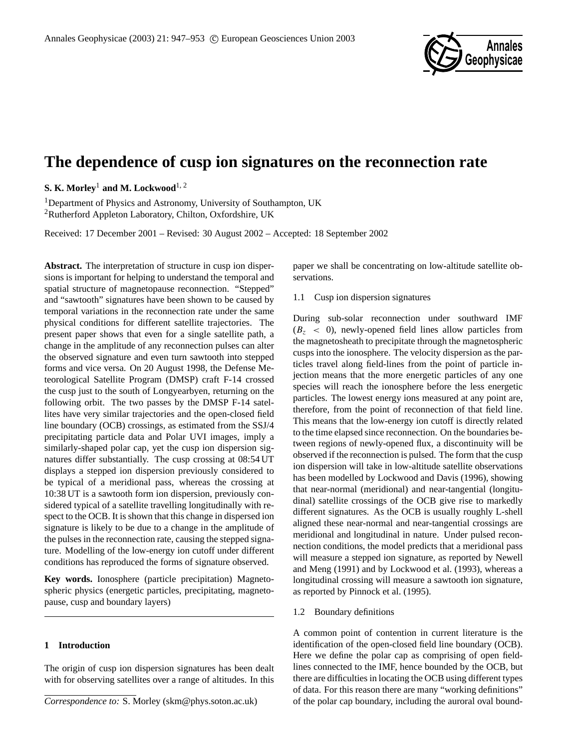// The dependence of cusp ion signatures on the reconnection rate

**S. K. Morley**[1] **and M. Lockwood**[1, 2]

[1]Department of Physics and Astronomy, University of Southampton, UK

[2]Rutherford Appleton Laboratory, Chilton, Oxfordshire, UK

Received: 17 December 2001 – Revised: 30 August 2002 – Accepted: 18 September 2002

**Abstract.** The interpretation of structure in cusp ion dispersions is important for helping to understand the temporal and spatial structure of magnetopause reconnection. "Stepped" and "sawtooth" signatures have been shown to be caused by temporal variations in the reconnection rate under the same physical conditions for different satellite trajectories. The present paper shows that even for a single satellite path, a change in the amplitude of any reconnection pulses can alter the observed signature and even turn sawtooth into stepped forms and vice versa. On 20 August 1998, the Defense Meteorological Satellite Program (DMSP) craft F-14 crossed the cusp just to the south of Longyearbyen, returning on the following orbit. The two passes by the DMSP F-14 satellites have very similar trajectories and the open-closed field line boundary (OCB) crossings, as estimated from the SSJ/4 precipitating particle data and Polar UVI images, imply a similarly-shaped polar cap, yet the cusp ion dispersion signatures differ substantially. The cusp crossing at 08:54 UT displays a stepped ion dispersion previously considered to be typical of a meridional pass, whereas the crossing at 10:38 UT is a sawtooth form ion dispersion, previously considered typical of a satellite travelling longitudinally with respect to the OCB. It is shown that this change in dispersed ion signature is likely to be due to a change in the amplitude of the pulses in the reconnection rate, causing the stepped signature. Modelling of the low-energy ion cutoff under different conditions has reproduced the forms of signature observed.

**Key words.** Ionosphere (particle precipitation) Magnetospheric physics (energetic particles, precipitating, magnetopause, cusp and boundary layers)

## 1 Introduction

The origin of cusp ion dispersion signatures has been dealt with for observing satellites over a range of altitudes. In this paper we shall be concentrating on low-altitude satellite observations.

### 1.1 Cusp ion dispersion signatures

During sub-solar reconnection under southward IMF ($B_z < 0$), newly-opened field lines allow particles from the magnetosheath to precipitate through the magnetospheric cusps into the ionosphere. The velocity dispersion as the particles travel along field-lines from the point of particle injection means that the more energetic particles of any one species will reach the ionosphere before the less energetic particles. The lowest energy ions measured at any point are, therefore, from the point of reconnection of that field line. This means that the low-energy ion cutoff is directly related to the time elapsed since reconnection. On the boundaries between regions of newly-opened flux, a discontinuity will be observed if the reconnection is pulsed. The form that the cusp ion dispersion will take in low-altitude satellite observations has been modelled by Lockwood and Davis (1996), showing that near-normal (meridional) and near-tangential (longitudinal) satellite crossings of the OCB give rise to markedly different signatures. As the OCB is usually roughly L-shell aligned these near-normal and near-tangential crossings are meridional and longitudinal in nature. Under pulsed reconnection conditions, the model predicts that a meridional pass will measure a stepped ion signature, as reported by Newell and Meng (1991) and by Lockwood et al. (1993), whereas a longitudinal crossing will measure a sawtooth ion signature, as reported by Pinnock et al. (1995).

### 1.2 Boundary definitions

A common point of contention in current literature is the identification of the open-closed field line boundary (OCB). Here we define the polar cap as comprising of open field-lines connected to the IMF, hence bounded by the OCB, but there are difficulties in locating the OCB using different types of data. For this reason there are many "working definitions" of the polar cap boundary, including the auroral oval bound-

*Correspondence to:* S. Morley (skm@phys.soton.ac.uk)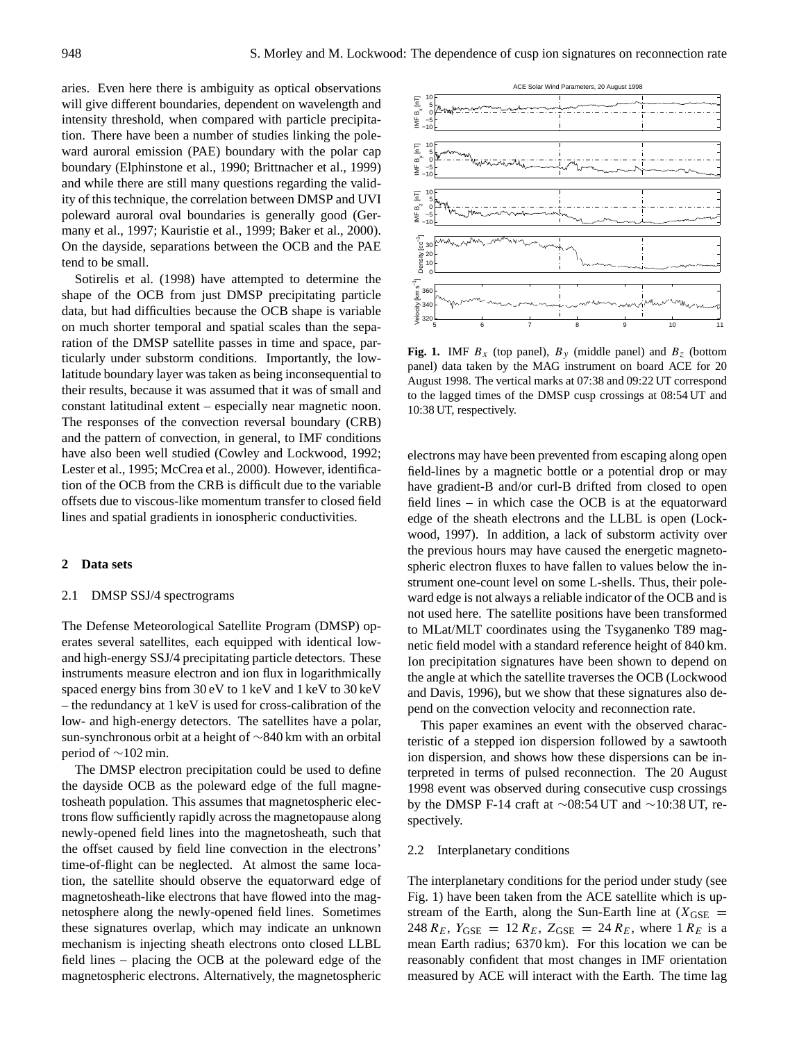aries. Even here there is ambiguity as optical observations will give different boundaries, dependent on wavelength and intensity threshold, when compared with particle precipitation. There have been a number of studies linking the poleward auroral emission (PAE) boundary with the polar cap boundary (Elphinstone et al., 1990; Brittnacher et al., 1999) and while there are still many questions regarding the validity of this technique, the correlation between DMSP and UVI poleward auroral oval boundaries is generally good (Germany et al., 1997; Kauristie et al., 1999; Baker et al., 2000). On the dayside, separations between the OCB and the PAE tend to be small.

Sotirelis et al. (1998) have attempted to determine the shape of the OCB from just DMSP precipitating particle data, but had difficulties because the OCB shape is variable on much shorter temporal and spatial scales than the separation of the DMSP satellite passes in time and space, particularly under substorm conditions. Importantly, the low-latitude boundary layer was taken as being inconsequential to their results, because it was assumed that it was of small and constant latitudinal extent – especially near magnetic noon. The responses of the convection reversal boundary (CRB) and the pattern of convection, in general, to IMF conditions have also been well studied (Cowley and Lockwood, 1992; Lester et al., 1995; McCrea et al., 2000). However, identification of the OCB from the CRB is difficult due to the variable offsets due to viscous-like momentum transfer to closed field lines and spatial gradients in ionospheric conductivities.

## 2 Data sets

### 2.1 DMSP SSJ/4 spectrograms

The Defense Meteorological Satellite Program (DMSP) operates several satellites, each equipped with identical low- and high-energy SSJ/4 precipitating particle detectors. These instruments measure electron and ion flux in logarithmically spaced energy bins from 30 eV to 1 keV and 1 keV to 30 keV – the redundancy at 1 keV is used for cross-calibration of the low- and high-energy detectors. The satellites have a polar, sun-synchronous orbit at a height of ∼840 km with an orbital period of ∼102 min.

The DMSP electron precipitation could be used to define the dayside OCB as the poleward edge of the full magnetosheath population. This assumes that magnetospheric electrons flow sufficiently rapidly across the magnetopause along newly-opened field lines into the magnetosheath, such that the offset caused by field line convection in the electrons' time-of-flight can be neglected. At almost the same location, the satellite should observe the equatorward edge of magnetosheath-like electrons that have flowed into the magnetosphere along the newly-opened field lines. Sometimes these signatures overlap, which may indicate an unknown mechanism is injecting sheath electrons onto closed LLBL field lines – placing the OCB at the poleward edge of the magnetospheric electrons. Alternatively, the magnetospheric electrons may have been prevented from escaping along open field-lines by a magnetic bottle or a potential drop or may have gradient-B and/or curl-B drifted from closed to open field lines – in which case the OCB is at the equatorward edge of the sheath electrons and the LLBL is open (Lockwood, 1997). In addition, a lack of substorm activity over the previous hours may have caused the energetic magnetospheric electron fluxes to have fallen to values below the instrument one-count level on some L-shells. Thus, their poleward edge is not always a reliable indicator of the OCB and is not used here. The satellite positions have been transformed to MLat/MLT coordinates using the Tsyganenko T89 magnetic field model with a standard reference height of 840 km. Ion precipitation signatures have been shown to depend on the angle at which the satellite traverses the OCB (Lockwood and Davis, 1996), but we show that these signatures also depend on the convection velocity and reconnection rate.

**Fig. 1.** IMF $B_x$ (top panel), $B_y$ (middle panel) and $B_z$ (bottom panel) data taken by the MAG instrument on board ACE for 20 August 1998. The vertical marks at 07:38 and 09:22 UT correspond to the lagged times of the DMSP cusp crossings at 08:54 UT and 10:38 UT, respectively.

This paper examines an event with the observed characteristic of a stepped ion dispersion followed by a sawtooth ion dispersion, and shows how these dispersions can be interpreted in terms of pulsed reconnection. The 20 August 1998 event was observed during consecutive cusp crossings by the DMSP F-14 craft at ∼08:54 UT and ∼10:38 UT, respectively.

### 2.2 Interplanetary conditions

The interplanetary conditions for the period under study (see Fig. 1) have been taken from the ACE satellite which is upstream of the Earth, along the Sun-Earth line at ($X_{\mathrm{GSE}} = 248\,R_E$, $Y_{\mathrm{GSE}} = 12\,R_E$, $Z_{\mathrm{GSE}} = 24\,R_E$, where $1\,R_E$ is a mean Earth radius; 6370 km). For this location we can be reasonably confident that most changes in IMF orientation measured by ACE will interact with the Earth. The time lag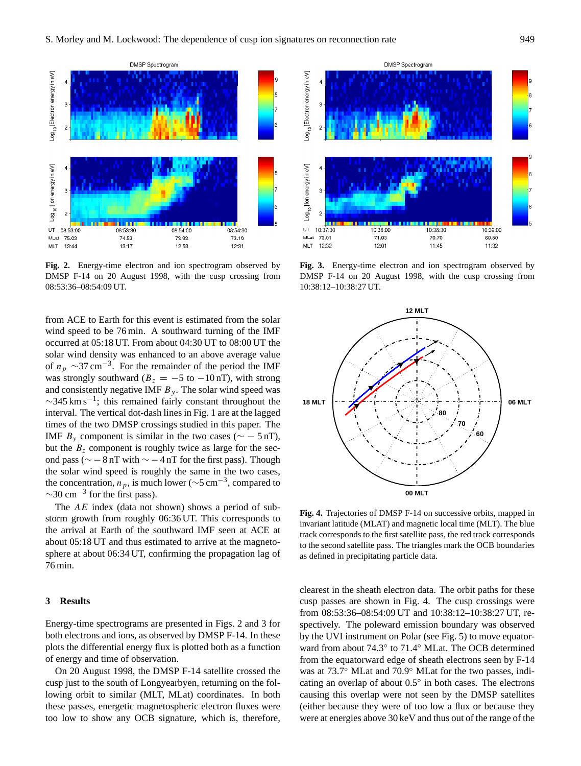**Fig. 2.** Energy-time electron and ion spectrogram observed by DMSP F-14 on 20 August 1998, with the cusp crossing from 08:53:36–08:54:09 UT.

**Fig. 3.** Energy-time electron and ion spectrogram observed by DMSP F-14 on 20 August 1998, with the cusp crossing from 10:38:12–10:38:27 UT.

from ACE to Earth for this event is estimated from the solar wind speed to be 76 min. A southward turning of the IMF occurred at 05:18 UT. From about 04:30 UT to 08:00 UT the solar wind density was enhanced to an above average value of $n_p$ ~37 cm$^{-3}$. For the remainder of the period the IMF was strongly southward ($B_z = -5$ to $-10$ nT), with strong and consistently negative IMF $B_y$. The solar wind speed was ~345 km s$^{-1}$; this remained fairly constant throughout the interval. The vertical dot-dash lines in Fig. 1 are at the lagged times of the two DMSP crossings studied in this paper. The IMF $B_y$ component is similar in the two cases (~ − 5 nT), but the $B_z$ component is roughly twice as large for the second pass (~ − 8 nT with ~ − 4 nT for the first pass). Though the solar wind speed is roughly the same in the two cases, the concentration, $n_p$, is much lower (~5 cm$^{-3}$, compared to ~30 cm$^{-3}$ for the first pass).

The *AE* index (data not shown) shows a period of substorm growth from roughly 06:36 UT. This corresponds to the arrival at Earth of the southward IMF seen at ACE at about 05:18 UT and thus estimated to arrive at the magnetosphere at about 06:34 UT, confirming the propagation lag of 76 min.

## 3 Results

Energy-time spectrograms are presented in Figs. 2 and 3 for both electrons and ions, as observed by DMSP F-14. In these plots the differential energy flux is plotted both as a function of energy and time of observation.

On 20 August 1998, the DMSP F-14 satellite crossed the cusp just to the south of Longyearbyen, returning on the following orbit to similar (MLT, MLat) coordinates. In both these passes, energetic magnetospheric electron fluxes were too low to show any OCB signature, which is, therefore, clearest in the sheath electron data. The orbit paths for these cusp passes are shown in Fig. 4. The cusp crossings were from 08:53:36–08:54:09 UT and 10:38:12–10:38:27 UT, respectively. The poleward emission boundary was observed by the UVI instrument on Polar (see Fig. 5) to move equatorward from about 74.3° to 71.4° MLat. The OCB determined from the equatorward edge of sheath electrons seen by F-14 was at 73.7° MLat and 70.9° MLat for the two passes, indicating an overlap of about 0.5° in both cases. The electrons causing this overlap were not seen by the DMSP satellites (either because they were of too low a flux or because they were at energies above 30 keV and thus out of the range of the

**Fig. 4.** Trajectories of DMSP F-14 on successive orbits, mapped in invariant latitude (MLAT) and magnetic local time (MLT). The blue track corresponds to the first satellite pass, the red track corresponds to the second satellite pass. The triangles mark the OCB boundaries as defined in precipitating particle data.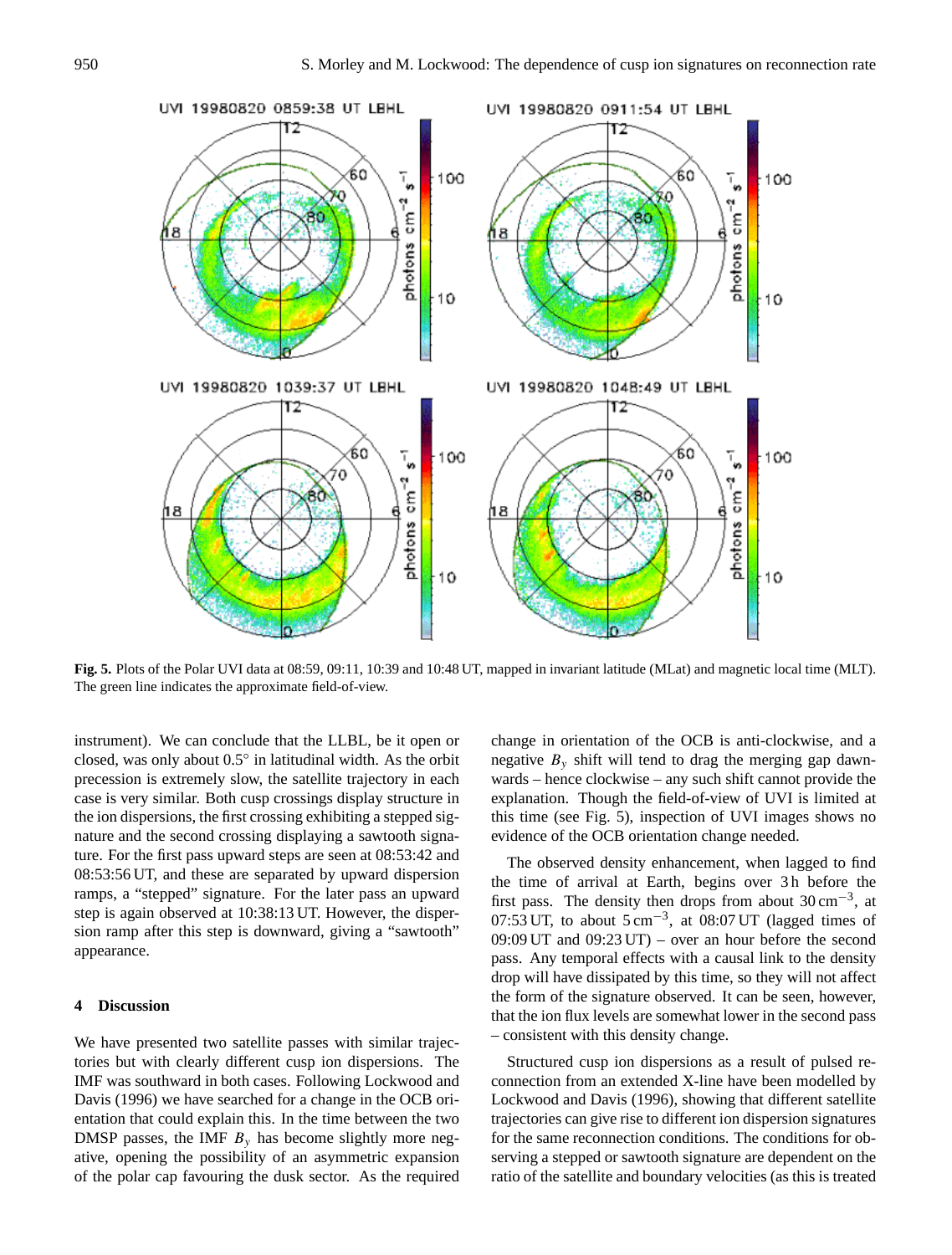**Fig. 5.** Plots of the Polar UVI data at 08:59, 09:11, 10:39 and 10:48 UT, mapped in invariant latitude (MLat) and magnetic local time (MLT). The green line indicates the approximate field-of-view.

instrument). We can conclude that the LLBL, be it open or closed, was only about 0.5° in latitudinal width. As the orbit precession is extremely slow, the satellite trajectory in each case is very similar. Both cusp crossings display structure in the ion dispersions, the first crossing exhibiting a stepped signature and the second crossing displaying a sawtooth signature. For the first pass upward steps are seen at 08:53:42 and 08:53:56 UT, and these are separated by upward dispersion ramps, a "stepped" signature. For the later pass an upward step is again observed at 10:38:13 UT. However, the dispersion ramp after this step is downward, giving a "sawtooth" appearance.

## 4 Discussion

We have presented two satellite passes with similar trajectories but with clearly different cusp ion dispersions. The IMF was southward in both cases. Following Lockwood and Davis (1996) we have searched for a change in the OCB orientation that could explain this. In the time between the two DMSP passes, the IMF $B_y$ has become slightly more negative, opening the possibility of an asymmetric expansion of the polar cap favouring the dusk sector. As the required change in orientation of the OCB is anti-clockwise, and a negative $B_y$ shift will tend to drag the merging gap dawnwards – hence clockwise – any such shift cannot provide the explanation. Though the field-of-view of UVI is limited at this time (see Fig. 5), inspection of UVI images shows no evidence of the OCB orientation change needed.

The observed density enhancement, when lagged to find the time of arrival at Earth, begins over 3 h before the first pass. The density then drops from about 30 cm$^{-3}$, at 07:53 UT, to about 5 cm$^{-3}$, at 08:07 UT (lagged times of 09:09 UT and 09:23 UT) – over an hour before the second pass. Any temporal effects with a causal link to the density drop will have dissipated by this time, so they will not affect the form of the signature observed. It can be seen, however, that the ion flux levels are somewhat lower in the second pass – consistent with this density change.

Structured cusp ion dispersions as a result of pulsed reconnection from an extended X-line have been modelled by Lockwood and Davis (1996), showing that different satellite trajectories can give rise to different ion dispersion signatures for the same reconnection conditions. The conditions for observing a stepped or sawtooth signature are dependent on the ratio of the satellite and boundary velocities (as this is treated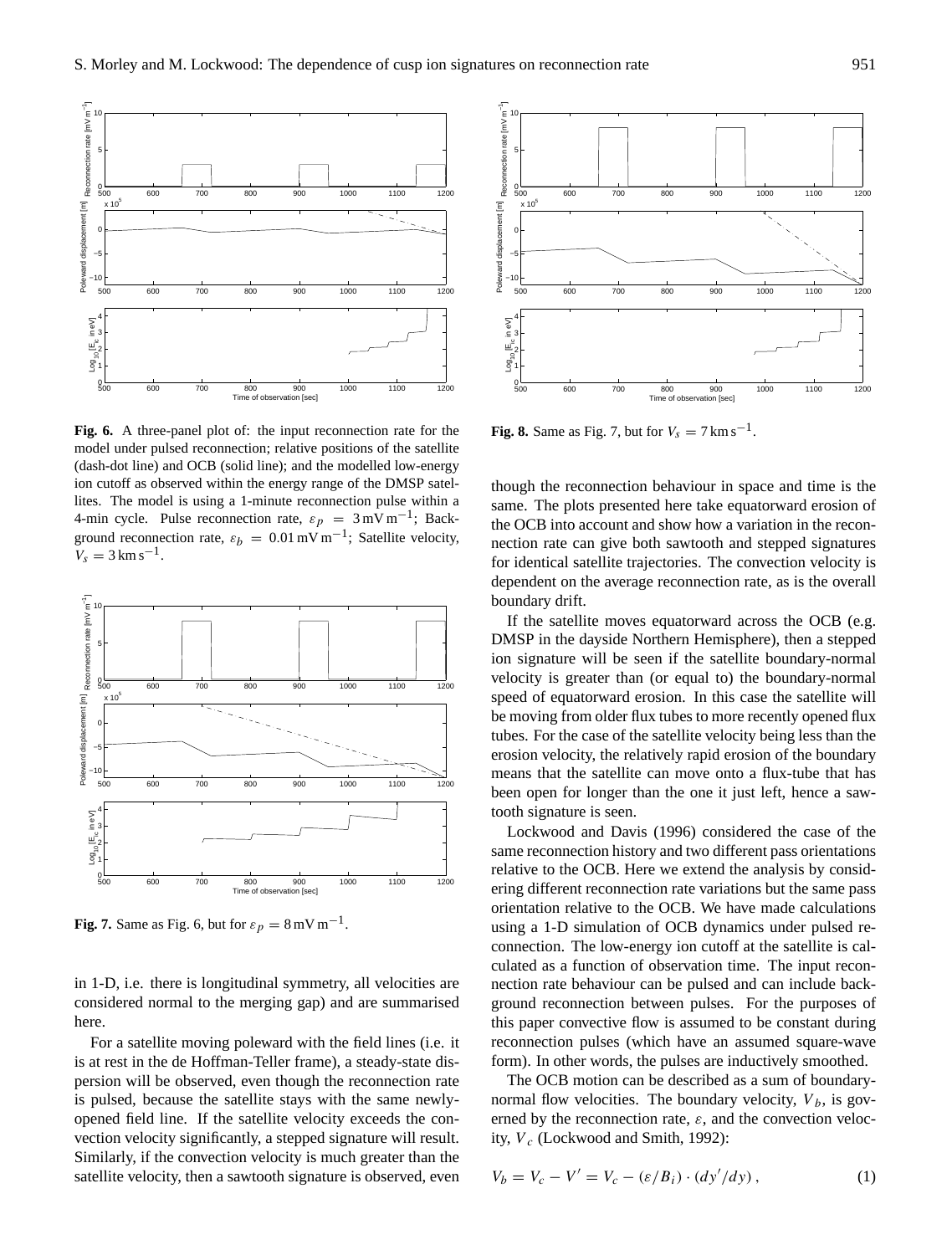**Fig. 6.** A three-panel plot of: the input reconnection rate for the model under pulsed reconnection; relative positions of the satellite (dash-dot line) and OCB (solid line); and the modelled low-energy ion cutoff as observed within the energy range of the DMSP satellites. The model is using a 1-minute reconnection pulse within a 4-min cycle. Pulse reconnection rate, $\varepsilon_p = 3\,\mathrm{mV\,m^{-1}}$; Background reconnection rate, $\varepsilon_b = 0.01\,\mathrm{mV\,m^{-1}}$; Satellite velocity, $V_s = 3\,\mathrm{km\,s^{-1}}$.

**Fig. 7.** Same as Fig. 6, but for $\varepsilon_p = 8\,\mathrm{mV\,m^{-1}}$.

in 1-D, i.e. there is longitudinal symmetry, all velocities are considered normal to the merging gap) and are summarised here.

For a satellite moving poleward with the field lines (i.e. it is at rest in the de Hoffman-Teller frame), a steady-state dispersion will be observed, even though the reconnection rate is pulsed, because the satellite stays with the same newly-opened field line. If the satellite velocity exceeds the convection velocity significantly, a stepped signature will result. Similarly, if the convection velocity is much greater than the satellite velocity, then a sawtooth signature is observed, even

**Fig. 8.** Same as Fig. 7, but for $V_s = 7\,\mathrm{km\,s^{-1}}$.

though the reconnection behaviour in space and time is the same. The plots presented here take equatorward erosion of the OCB into account and show how a variation in the reconnection rate can give both sawtooth and stepped signatures for identical satellite trajectories. The convection velocity is dependent on the average reconnection rate, as is the overall boundary drift.

If the satellite moves equatorward across the OCB (e.g. DMSP in the dayside Northern Hemisphere), then a stepped ion signature will be seen if the satellite boundary-normal velocity is greater than (or equal to) the boundary-normal speed of equatorward erosion. In this case the satellite will be moving from older flux tubes to more recently opened flux tubes. For the case of the satellite velocity being less than the erosion velocity, the relatively rapid erosion of the boundary means that the satellite can move onto a flux-tube that has been open for longer than the one it just left, hence a sawtooth signature is seen.

Lockwood and Davis (1996) considered the case of the same reconnection history and two different pass orientations relative to the OCB. Here we extend the analysis by considering different reconnection rate variations but the same pass orientation relative to the OCB. We have made calculations using a 1-D simulation of OCB dynamics under pulsed reconnection. The low-energy ion cutoff at the satellite is calculated as a function of observation time. The input reconnection rate behaviour can be pulsed and can include background reconnection between pulses. For the purposes of this paper convective flow is assumed to be constant during reconnection pulses (which have an assumed square-wave form). In other words, the pulses are inductively smoothed.

The OCB motion can be described as a sum of boundary-normal flow velocities. The boundary velocity, $V_b$, is governed by the reconnection rate, $\varepsilon$, and the convection velocity, $V_c$ (Lockwood and Smith, 1992):

$$V_b = V_c - V' = V_c - (\varepsilon / B_i) \cdot (dy'/dy)\,, \tag{1}$$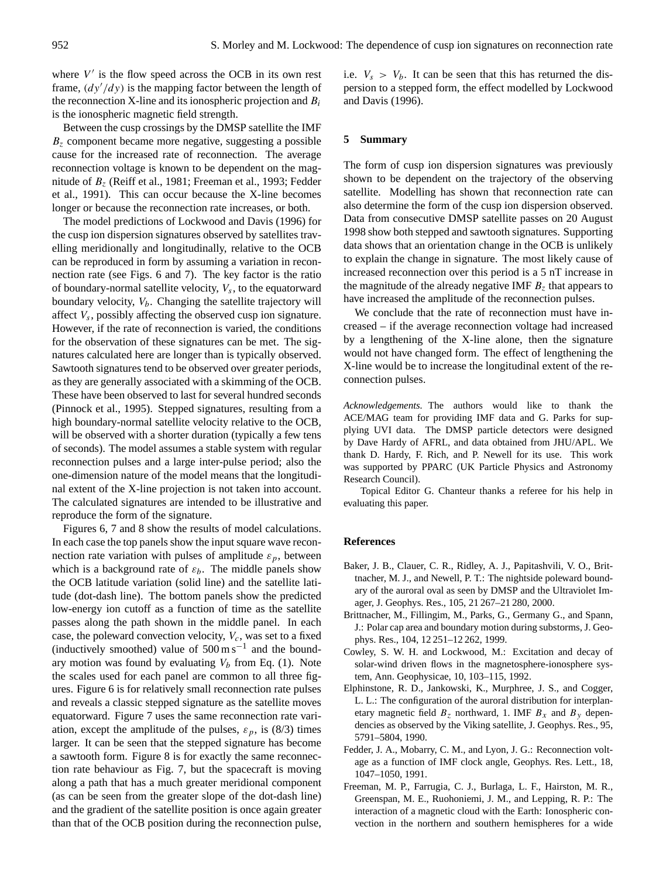where $V'$ is the flow speed across the OCB in its own rest frame, $(dy'/dy)$ is the mapping factor between the length of the reconnection X-line and its ionospheric projection and $B_i$ is the ionospheric magnetic field strength.

Between the cusp crossings by the DMSP satellite the IMF $B_z$ component became more negative, suggesting a possible cause for the increased rate of reconnection. The average reconnection voltage is known to be dependent on the magnitude of $B_z$ (Reiff et al., 1981; Freeman et al., 1993; Fedder et al., 1991). This can occur because the X-line becomes longer or because the reconnection rate increases, or both.

The model predictions of Lockwood and Davis (1996) for the cusp ion dispersion signatures observed by satellites travelling meridionally and longitudinally, relative to the OCB can be reproduced in form by assuming a variation in reconnection rate (see Figs. 6 and 7). The key factor is the ratio of boundary-normal satellite velocity, $V_s$, to the equatorward boundary velocity, $V_b$. Changing the satellite trajectory will affect $V_s$, possibly affecting the observed cusp ion signature. However, if the rate of reconnection is varied, the conditions for the observation of these signatures can be met. The signatures calculated here are longer than is typically observed. Sawtooth signatures tend to be observed over greater periods, as they are generally associated with a skimming of the OCB. These have been observed to last for several hundred seconds (Pinnock et al., 1995). Stepped signatures, resulting from a high boundary-normal satellite velocity relative to the OCB, will be observed with a shorter duration (typically a few tens of seconds). The model assumes a stable system with regular reconnection pulses and a large inter-pulse period; also the one-dimension nature of the model means that the longitudinal extent of the X-line projection is not taken into account. The calculated signatures are intended to be illustrative and reproduce the form of the signature.

Figures 6, 7 and 8 show the results of model calculations. In each case the top panels show the input square wave reconnection rate variation with pulses of amplitude $\varepsilon_p$, between which is a background rate of $\varepsilon_b$. The middle panels show the OCB latitude variation (solid line) and the satellite latitude (dot-dash line). The bottom panels show the predicted low-energy ion cutoff as a function of time as the satellite passes along the path shown in the middle panel. In each case, the poleward convection velocity, $V_c$, was set to a fixed (inductively smoothed) value of $500\,\mathrm{m\,s^{-1}}$ and the boundary motion was found by evaluating $V_b$ from Eq. (1). Note the scales used for each panel are common to all three figures. Figure 6 is for relatively small reconnection rate pulses and reveals a classic stepped signature as the satellite moves equatorward. Figure 7 uses the same reconnection rate variation, except the amplitude of the pulses, $\varepsilon_p$, is (8/3) times larger. It can be seen that the stepped signature has become a sawtooth form. Figure 8 is for exactly the same reconnection rate behaviour as Fig. 7, but the spacecraft is moving along a path that has a much greater meridional component (as can be seen from the greater slope of the dot-dash line) and the gradient of the satellite position is once again greater than that of the OCB position during the reconnection pulse, i.e. $V_s > V_b$. It can be seen that this has returned the dispersion to a stepped form, the effect modelled by Lockwood and Davis (1996).

## 5 Summary

The form of cusp ion dispersion signatures was previously shown to be dependent on the trajectory of the observing satellite. Modelling has shown that reconnection rate can also determine the form of the cusp ion dispersion observed. Data from consecutive DMSP satellite passes on 20 August 1998 show both stepped and sawtooth signatures. Supporting data shows that an orientation change in the OCB is unlikely to explain the change in signature. The most likely cause of increased reconnection over this period is a 5 nT increase in the magnitude of the already negative IMF $B_z$ that appears to have increased the amplitude of the reconnection pulses.

We conclude that the rate of reconnection must have increased – if the average reconnection voltage had increased by a lengthening of the X-line alone, then the signature would not have changed form. The effect of lengthening the X-line would be to increase the longitudinal extent of the reconnection pulses.

*Acknowledgements.* The authors would like to thank the ACE/MAG team for providing IMF data and G. Parks for supplying UVI data. The DMSP particle detectors were designed by Dave Hardy of AFRL, and data obtained from JHU/APL. We thank D. Hardy, F. Rich, and P. Newell for its use. This work was supported by PPARC (UK Particle Physics and Astronomy Research Council).

Topical Editor G. Chanteur thanks a referee for his help in evaluating this paper.

## References

Baker, J. B., Clauer, C. R., Ridley, A. J., Papitashvili, V. O., Brittnacher, M. J., and Newell, P. T.: The nightside poleward boundary of the auroral oval as seen by DMSP and the Ultraviolet Imager, J. Geophys. Res., 105, 21 267–21 280, 2000.

Brittnacher, M., Fillingim, M., Parks, G., Germany G., and Spann, J.: Polar cap area and boundary motion during substorms, J. Geophys. Res., 104, 12 251–12 262, 1999.

Cowley, S. W. H. and Lockwood, M.: Excitation and decay of solar-wind driven flows in the magnetosphere-ionosphere system, Ann. Geophysicae, 10, 103–115, 1992.

Elphinstone, R. D., Jankowski, K., Murphree, J. S., and Cogger, L. L.: The configuration of the auroral distribution for interplanetary magnetic field $B_z$ northward, 1. IMF $B_x$ and $B_y$ dependencies as observed by the Viking satellite, J. Geophys. Res., 95, 5791–5804, 1990.

Fedder, J. A., Mobarry, C. M., and Lyon, J. G.: Reconnection voltage as a function of IMF clock angle, Geophys. Res. Lett., 18, 1047–1050, 1991.

Freeman, M. P., Farrugia, C. J., Burlaga, L. F., Hairston, M. R., Greenspan, M. E., Ruohoniemi, J. M., and Lepping, R. P.: The interaction of a magnetic cloud with the Earth: Ionospheric convection in the northern and southern hemispheres for a wide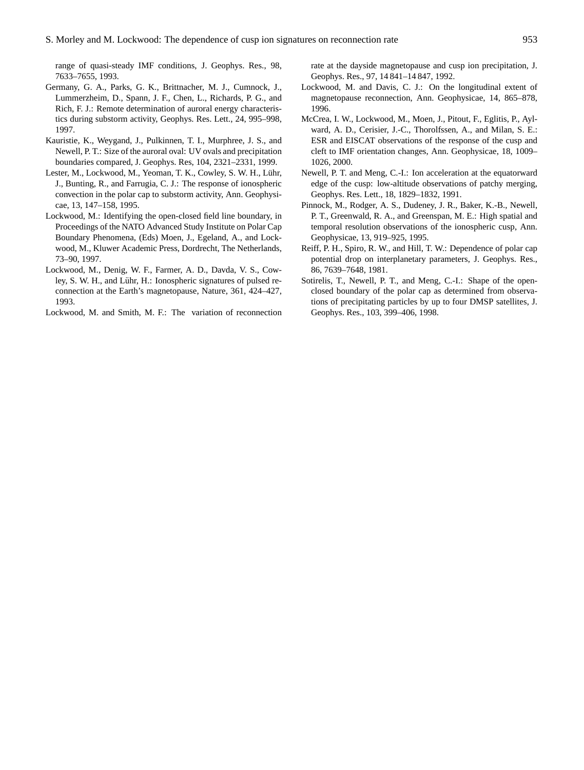range of quasi-steady IMF conditions, J. Geophys. Res., 98, 7633–7655, 1993.

Germany, G. A., Parks, G. K., Brittnacher, M. J., Cumnock, J., Lummerzheim, D., Spann, J. F., Chen, L., Richards, P. G., and Rich, F. J.: Remote determination of auroral energy characteristics during substorm activity, Geophys. Res. Lett., 24, 995–998, 1997.

Kauristie, K., Weygand, J., Pulkinnen, T. I., Murphree, J. S., and Newell, P. T.: Size of the auroral oval: UV ovals and precipitation boundaries compared, J. Geophys. Res, 104, 2321–2331, 1999.

Lester, M., Lockwood, M., Yeoman, T. K., Cowley, S. W. H., Lühr, J., Bunting, R., and Farrugia, C. J.: The response of ionospheric convection in the polar cap to substorm activity, Ann. Geophysicae, 13, 147–158, 1995.

Lockwood, M.: Identifying the open-closed field line boundary, in Proceedings of the NATO Advanced Study Institute on Polar Cap Boundary Phenomena, (Eds) Moen, J., Egeland, A., and Lockwood, M., Kluwer Academic Press, Dordrecht, The Netherlands, 73–90, 1997.

Lockwood, M., Denig, W. F., Farmer, A. D., Davda, V. S., Cowley, S. W. H., and Lühr, H.: Ionospheric signatures of pulsed reconnection at the Earth's magnetopause, Nature, 361, 424–427, 1993.

Lockwood, M. and Smith, M. F.: The variation of reconnection rate at the dayside magnetopause and cusp ion precipitation, J. Geophys. Res., 97, 14 841–14 847, 1992.

Lockwood, M. and Davis, C. J.: On the longitudinal extent of magnetopause reconnection, Ann. Geophysicae, 14, 865–878, 1996.

McCrea, I. W., Lockwood, M., Moen, J., Pitout, F., Eglitis, P., Aylward, A. D., Cerisier, J.-C., Thorolfssen, A., and Milan, S. E.: ESR and EISCAT observations of the response of the cusp and cleft to IMF orientation changes, Ann. Geophysicae, 18, 1009–1026, 2000.

Newell, P. T. and Meng, C.-I.: Ion acceleration at the equatorward edge of the cusp: low-altitude observations of patchy merging, Geophys. Res. Lett., 18, 1829–1832, 1991.

Pinnock, M., Rodger, A. S., Dudeney, J. R., Baker, K.-B., Newell, P. T., Greenwald, R. A., and Greenspan, M. E.: High spatial and temporal resolution observations of the ionospheric cusp, Ann. Geophysicae, 13, 919–925, 1995.

Reiff, P. H., Spiro, R. W., and Hill, T. W.: Dependence of polar cap potential drop on interplanetary parameters, J. Geophys. Res., 86, 7639–7648, 1981.

Sotirelis, T., Newell, P. T., and Meng, C.-I.: Shape of the open-closed boundary of the polar cap as determined from observations of precipitating particles by up to four DMSP satellites, J. Geophys. Res., 103, 399–406, 1998.